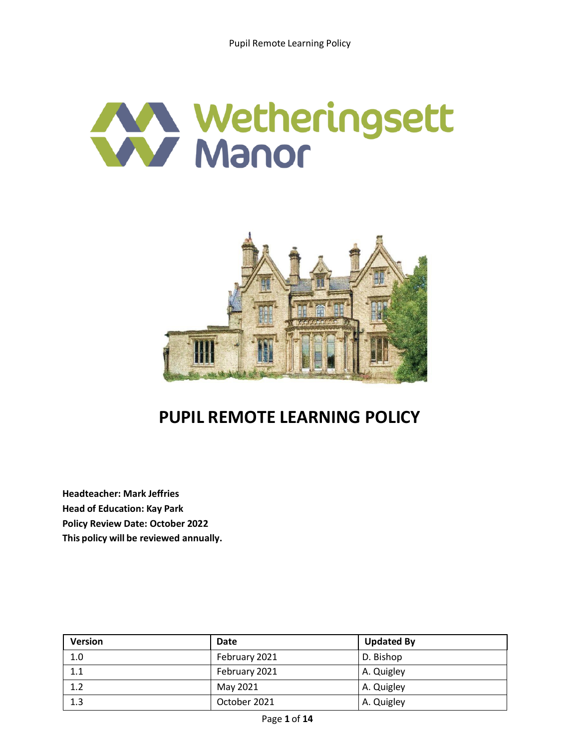Wetheringsett Manor

# PUPIL REMOTE LEARNING POLICY

**Headteacher: Mark Jeffries**
**Head of Education: Kay Park**
**Policy Review Date: October 2022**
**This policy will be reviewed annually.**

| Version | Date | Updated By |
|---|---|---|
| 1.0 | February 2021 | D. Bishop |
| 1.1 | February 2021 | A. Quigley |
| 1.2 | May 2021 | A. Quigley |
| 1.3 | October 2021 | A. Quigley |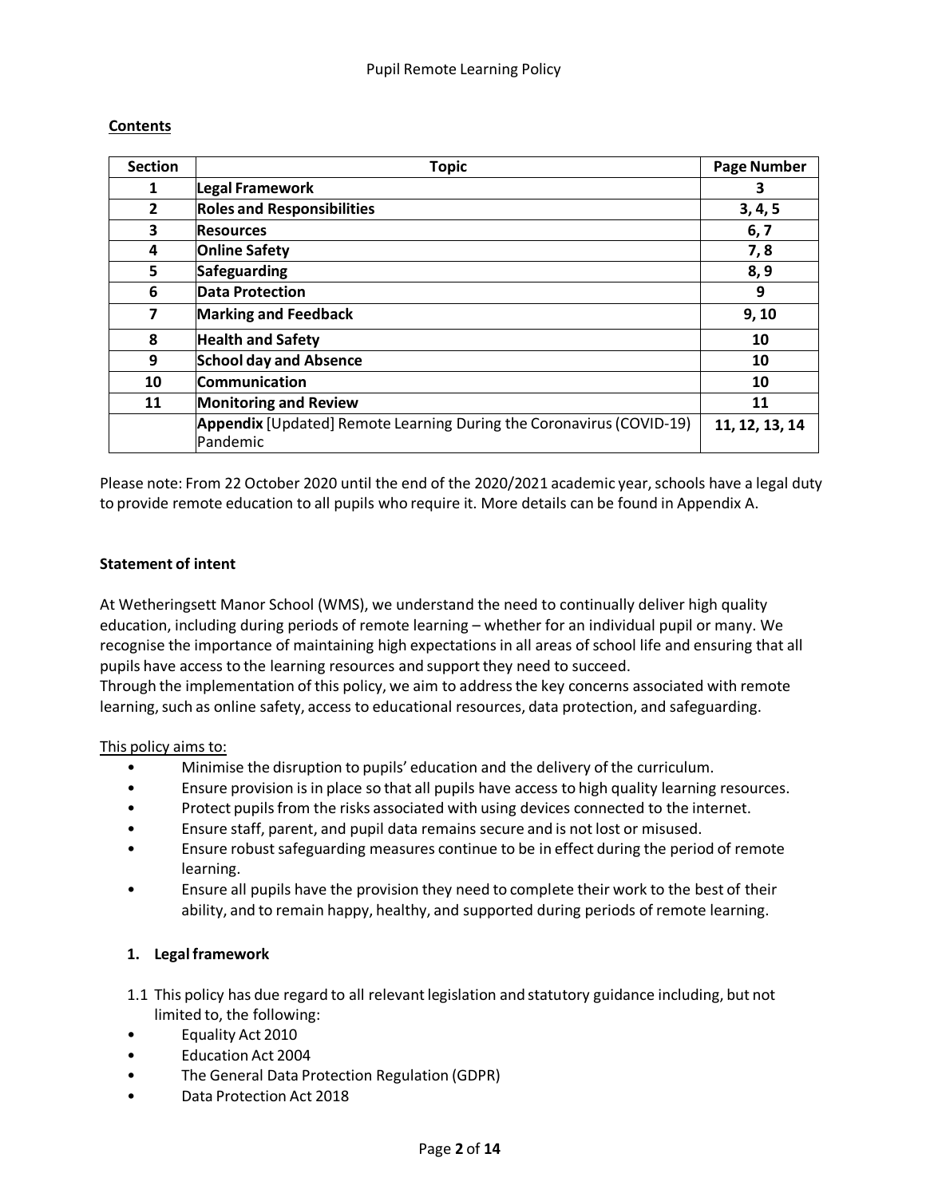**Contents**

| Section | Topic | Page Number |
|---|---|---|
| 1 | **Legal Framework** | **3** |
| 2 | **Roles and Responsibilities** | **3, 4, 5** |
| 3 | **Resources** | **6, 7** |
| 4 | **Online Safety** | **7, 8** |
| 5 | **Safeguarding** | **8, 9** |
| 6 | **Data Protection** | **9** |
| 7 | **Marking and Feedback** | **9, 10** |
| 8 | **Health and Safety** | **10** |
| 9 | **School day and Absence** | **10** |
| 10 | **Communication** | **10** |
| 11 | **Monitoring and Review** | **11** |
| | **Appendix** [Updated] Remote Learning During the Coronavirus (COVID-19) Pandemic | **11, 12, 13, 14** |

Please note: From 22 October 2020 until the end of the 2020/2021 academic year, schools have a legal duty to provide remote education to all pupils who require it. More details can be found in Appendix A.

**Statement of intent**

At Wetheringsett Manor School (WMS), we understand the need to continually deliver high quality education, including during periods of remote learning – whether for an individual pupil or many. We recognise the importance of maintaining high expectations in all areas of school life and ensuring that all pupils have access to the learning resources and support they need to succeed.
Through the implementation of this policy, we aim to address the key concerns associated with remote learning, such as online safety, access to educational resources, data protection, and safeguarding.

This policy aims to:

- Minimise the disruption to pupils' education and the delivery of the curriculum.
- Ensure provision is in place so that all pupils have access to high quality learning resources.
- Protect pupils from the risks associated with using devices connected to the internet.
- Ensure staff, parent, and pupil data remains secure and is not lost or misused.
- Ensure robust safeguarding measures continue to be in effect during the period of remote learning.
- Ensure all pupils have the provision they need to complete their work to the best of their ability, and to remain happy, healthy, and supported during periods of remote learning.

## 1. Legal framework

1.1 This policy has due regard to all relevant legislation and statutory guidance including, but not limited to, the following:

- Equality Act 2010
- Education Act 2004
- The General Data Protection Regulation (GDPR)
- Data Protection Act 2018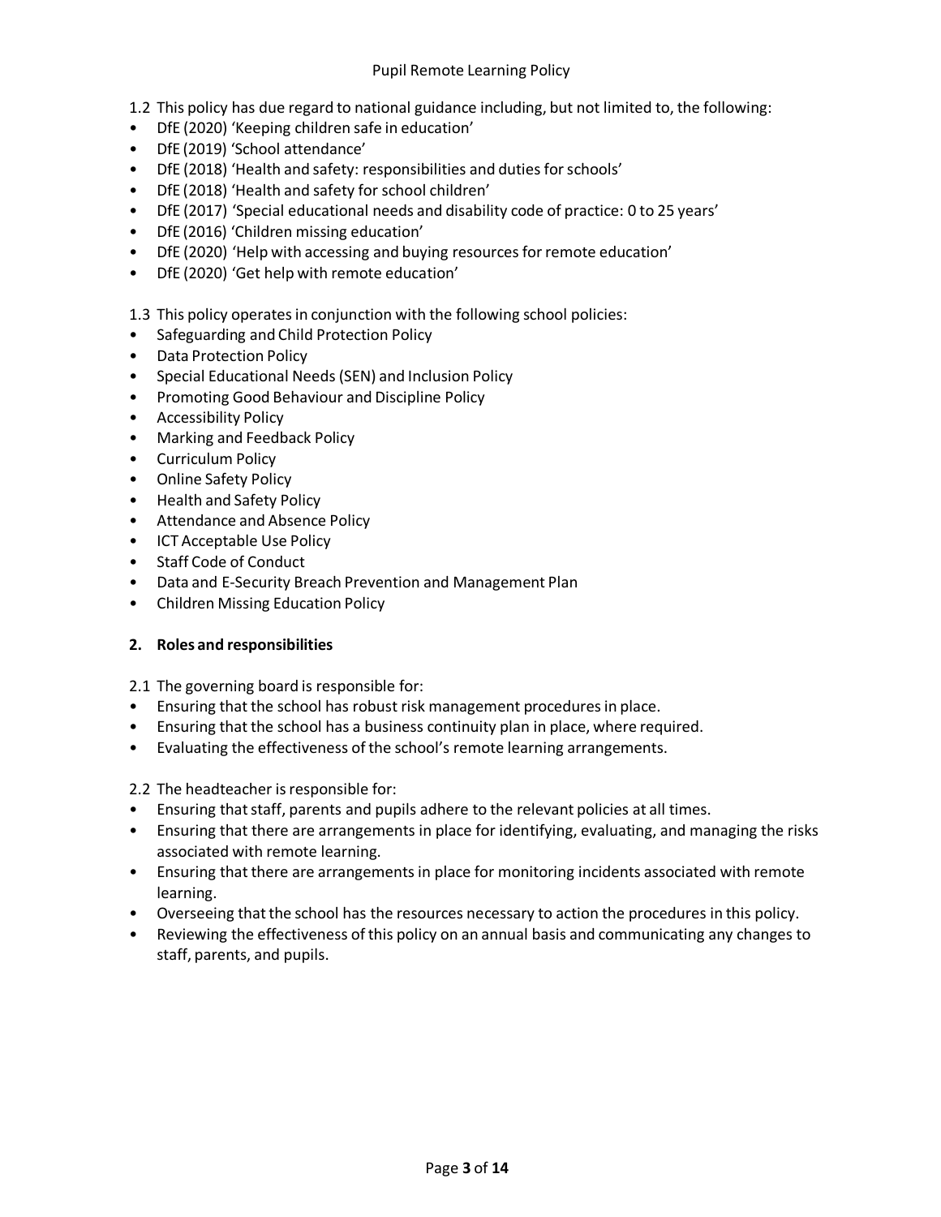1.2 This policy has due regard to national guidance including, but not limited to, the following:

- DfE (2020) 'Keeping children safe in education'
- DfE (2019) 'School attendance'
- DfE (2018) 'Health and safety: responsibilities and duties for schools'
- DfE (2018) 'Health and safety for school children'
- DfE (2017) 'Special educational needs and disability code of practice: 0 to 25 years'
- DfE (2016) 'Children missing education'
- DfE (2020) 'Help with accessing and buying resources for remote education'
- DfE (2020) 'Get help with remote education'

1.3 This policy operates in conjunction with the following school policies:

- Safeguarding and Child Protection Policy
- Data Protection Policy
- Special Educational Needs (SEN) and Inclusion Policy
- Promoting Good Behaviour and Discipline Policy
- Accessibility Policy
- Marking and Feedback Policy
- Curriculum Policy
- Online Safety Policy
- Health and Safety Policy
- Attendance and Absence Policy
- ICT Acceptable Use Policy
- Staff Code of Conduct
- Data and E-Security Breach Prevention and Management Plan
- Children Missing Education Policy

## 2. Roles and responsibilities

2.1 The governing board is responsible for:

- Ensuring that the school has robust risk management procedures in place.
- Ensuring that the school has a business continuity plan in place, where required.
- Evaluating the effectiveness of the school's remote learning arrangements.

2.2 The headteacher is responsible for:

- Ensuring that staff, parents and pupils adhere to the relevant policies at all times.
- Ensuring that there are arrangements in place for identifying, evaluating, and managing the risks associated with remote learning.
- Ensuring that there are arrangements in place for monitoring incidents associated with remote learning.
- Overseeing that the school has the resources necessary to action the procedures in this policy.
- Reviewing the effectiveness of this policy on an annual basis and communicating any changes to staff, parents, and pupils.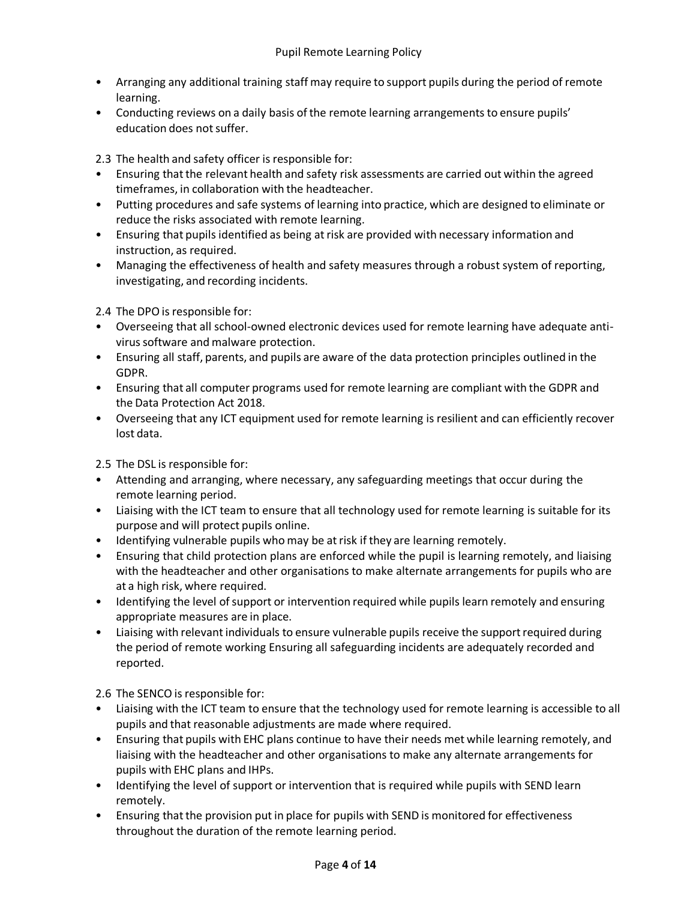- Arranging any additional training staff may require to support pupils during the period of remote learning.
- Conducting reviews on a daily basis of the remote learning arrangements to ensure pupils' education does not suffer.

2.3 The health and safety officer is responsible for:

- Ensuring that the relevant health and safety risk assessments are carried out within the agreed timeframes, in collaboration with the headteacher.
- Putting procedures and safe systems of learning into practice, which are designed to eliminate or reduce the risks associated with remote learning.
- Ensuring that pupils identified as being at risk are provided with necessary information and instruction, as required.
- Managing the effectiveness of health and safety measures through a robust system of reporting, investigating, and recording incidents.

2.4 The DPO is responsible for:

- Overseeing that all school-owned electronic devices used for remote learning have adequate anti-virus software and malware protection.
- Ensuring all staff, parents, and pupils are aware of the data protection principles outlined in the GDPR.
- Ensuring that all computer programs used for remote learning are compliant with the GDPR and the Data Protection Act 2018.
- Overseeing that any ICT equipment used for remote learning is resilient and can efficiently recover lost data.

2.5 The DSL is responsible for:

- Attending and arranging, where necessary, any safeguarding meetings that occur during the remote learning period.
- Liaising with the ICT team to ensure that all technology used for remote learning is suitable for its purpose and will protect pupils online.
- Identifying vulnerable pupils who may be at risk if they are learning remotely.
- Ensuring that child protection plans are enforced while the pupil is learning remotely, and liaising with the headteacher and other organisations to make alternate arrangements for pupils who are at a high risk, where required.
- Identifying the level of support or intervention required while pupils learn remotely and ensuring appropriate measures are in place.
- Liaising with relevant individuals to ensure vulnerable pupils receive the support required during the period of remote working Ensuring all safeguarding incidents are adequately recorded and reported.

2.6 The SENCO is responsible for:

- Liaising with the ICT team to ensure that the technology used for remote learning is accessible to all pupils and that reasonable adjustments are made where required.
- Ensuring that pupils with EHC plans continue to have their needs met while learning remotely, and liaising with the headteacher and other organisations to make any alternate arrangements for pupils with EHC plans and IHPs.
- Identifying the level of support or intervention that is required while pupils with SEND learn remotely.
- Ensuring that the provision put in place for pupils with SEND is monitored for effectiveness throughout the duration of the remote learning period.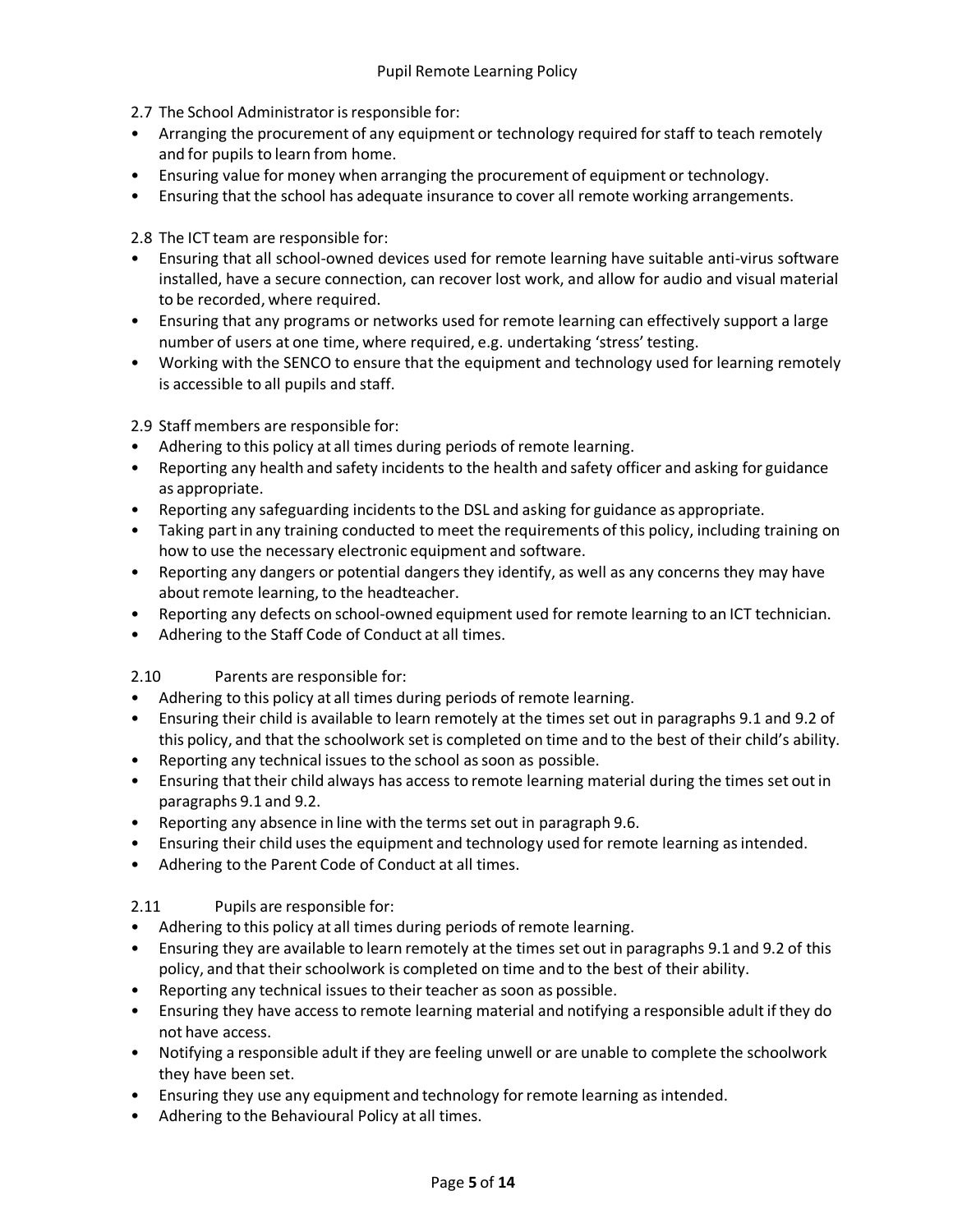2.7 The School Administrator is responsible for:

- Arranging the procurement of any equipment or technology required for staff to teach remotely and for pupils to learn from home.
- Ensuring value for money when arranging the procurement of equipment or technology.
- Ensuring that the school has adequate insurance to cover all remote working arrangements.

2.8 The ICT team are responsible for:

- Ensuring that all school-owned devices used for remote learning have suitable anti-virus software installed, have a secure connection, can recover lost work, and allow for audio and visual material to be recorded, where required.
- Ensuring that any programs or networks used for remote learning can effectively support a large number of users at one time, where required, e.g. undertaking 'stress' testing.
- Working with the SENCO to ensure that the equipment and technology used for learning remotely is accessible to all pupils and staff.

2.9 Staff members are responsible for:

- Adhering to this policy at all times during periods of remote learning.
- Reporting any health and safety incidents to the health and safety officer and asking for guidance as appropriate.
- Reporting any safeguarding incidents to the DSL and asking for guidance as appropriate.
- Taking part in any training conducted to meet the requirements of this policy, including training on how to use the necessary electronic equipment and software.
- Reporting any dangers or potential dangers they identify, as well as any concerns they may have about remote learning, to the headteacher.
- Reporting any defects on school-owned equipment used for remote learning to an ICT technician.
- Adhering to the Staff Code of Conduct at all times.

2.10 Parents are responsible for:

- Adhering to this policy at all times during periods of remote learning.
- Ensuring their child is available to learn remotely at the times set out in paragraphs 9.1 and 9.2 of this policy, and that the schoolwork set is completed on time and to the best of their child's ability.
- Reporting any technical issues to the school as soon as possible.
- Ensuring that their child always has access to remote learning material during the times set out in paragraphs 9.1 and 9.2.
- Reporting any absence in line with the terms set out in paragraph 9.6.
- Ensuring their child uses the equipment and technology used for remote learning as intended.
- Adhering to the Parent Code of Conduct at all times.

2.11 Pupils are responsible for:

- Adhering to this policy at all times during periods of remote learning.
- Ensuring they are available to learn remotely at the times set out in paragraphs 9.1 and 9.2 of this policy, and that their schoolwork is completed on time and to the best of their ability.
- Reporting any technical issues to their teacher as soon as possible.
- Ensuring they have access to remote learning material and notifying a responsible adult if they do not have access.
- Notifying a responsible adult if they are feeling unwell or are unable to complete the schoolwork they have been set.
- Ensuring they use any equipment and technology for remote learning as intended.
- Adhering to the Behavioural Policy at all times.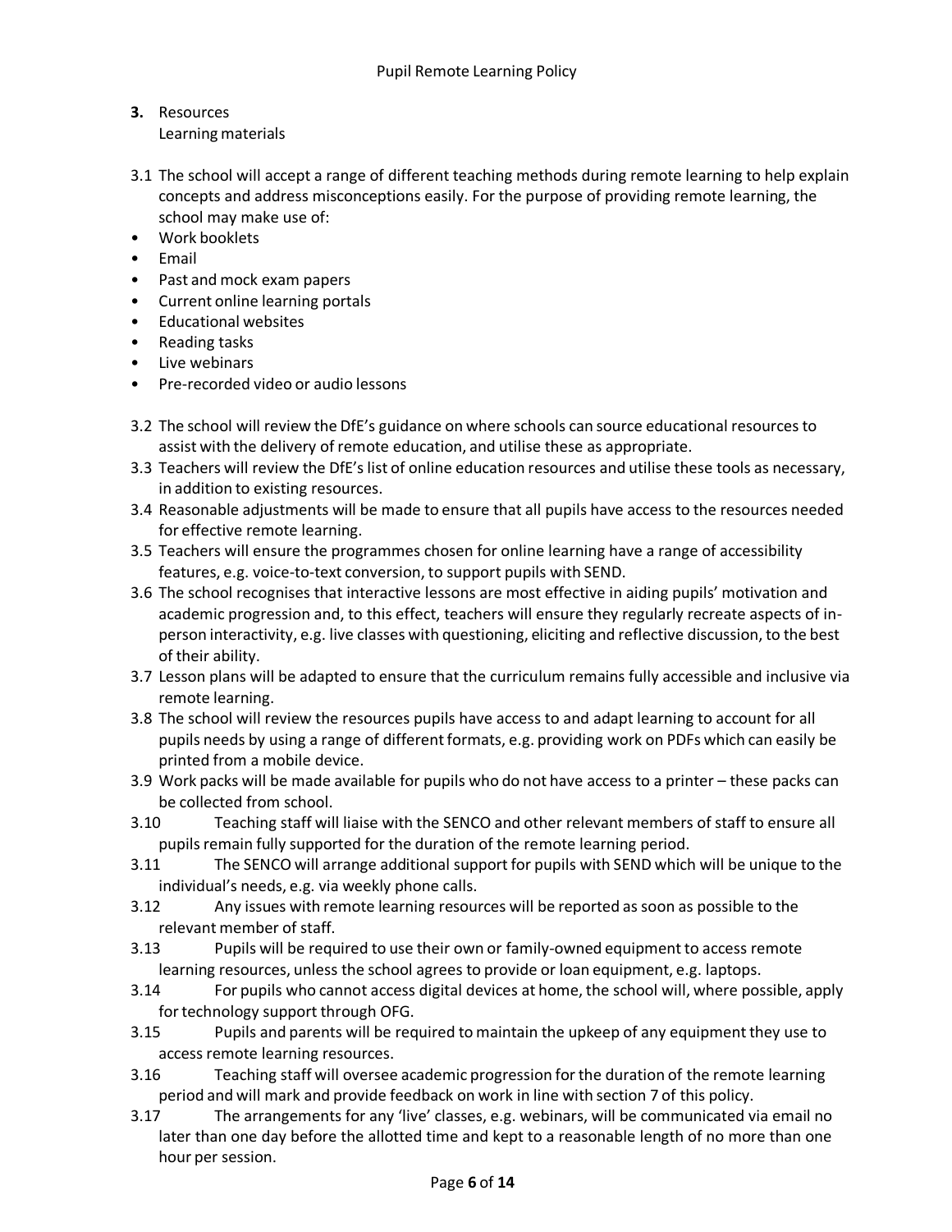## 3. Resources

### Learning materials

3.1 The school will accept a range of different teaching methods during remote learning to help explain concepts and address misconceptions easily. For the purpose of providing remote learning, the school may make use of:

- Work booklets
- Email
- Past and mock exam papers
- Current online learning portals
- Educational websites
- Reading tasks
- Live webinars
- Pre-recorded video or audio lessons

3.2 The school will review the DfE's guidance on where schools can source educational resources to assist with the delivery of remote education, and utilise these as appropriate.

3.3 Teachers will review the DfE's list of online education resources and utilise these tools as necessary, in addition to existing resources.

3.4 Reasonable adjustments will be made to ensure that all pupils have access to the resources needed for effective remote learning.

3.5 Teachers will ensure the programmes chosen for online learning have a range of accessibility features, e.g. voice-to-text conversion, to support pupils with SEND.

3.6 The school recognises that interactive lessons are most effective in aiding pupils' motivation and academic progression and, to this effect, teachers will ensure they regularly recreate aspects of in-person interactivity, e.g. live classes with questioning, eliciting and reflective discussion, to the best of their ability.

3.7 Lesson plans will be adapted to ensure that the curriculum remains fully accessible and inclusive via remote learning.

3.8 The school will review the resources pupils have access to and adapt learning to account for all pupils needs by using a range of different formats, e.g. providing work on PDFs which can easily be printed from a mobile device.

3.9 Work packs will be made available for pupils who do not have access to a printer – these packs can be collected from school.

3.10 Teaching staff will liaise with the SENCO and other relevant members of staff to ensure all pupils remain fully supported for the duration of the remote learning period.

3.11 The SENCO will arrange additional support for pupils with SEND which will be unique to the individual's needs, e.g. via weekly phone calls.

3.12 Any issues with remote learning resources will be reported as soon as possible to the relevant member of staff.

3.13 Pupils will be required to use their own or family-owned equipment to access remote learning resources, unless the school agrees to provide or loan equipment, e.g. laptops.

3.14 For pupils who cannot access digital devices at home, the school will, where possible, apply for technology support through OFG.

3.15 Pupils and parents will be required to maintain the upkeep of any equipment they use to access remote learning resources.

3.16 Teaching staff will oversee academic progression for the duration of the remote learning period and will mark and provide feedback on work in line with section 7 of this policy.

3.17 The arrangements for any 'live' classes, e.g. webinars, will be communicated via email no later than one day before the allotted time and kept to a reasonable length of no more than one hour per session.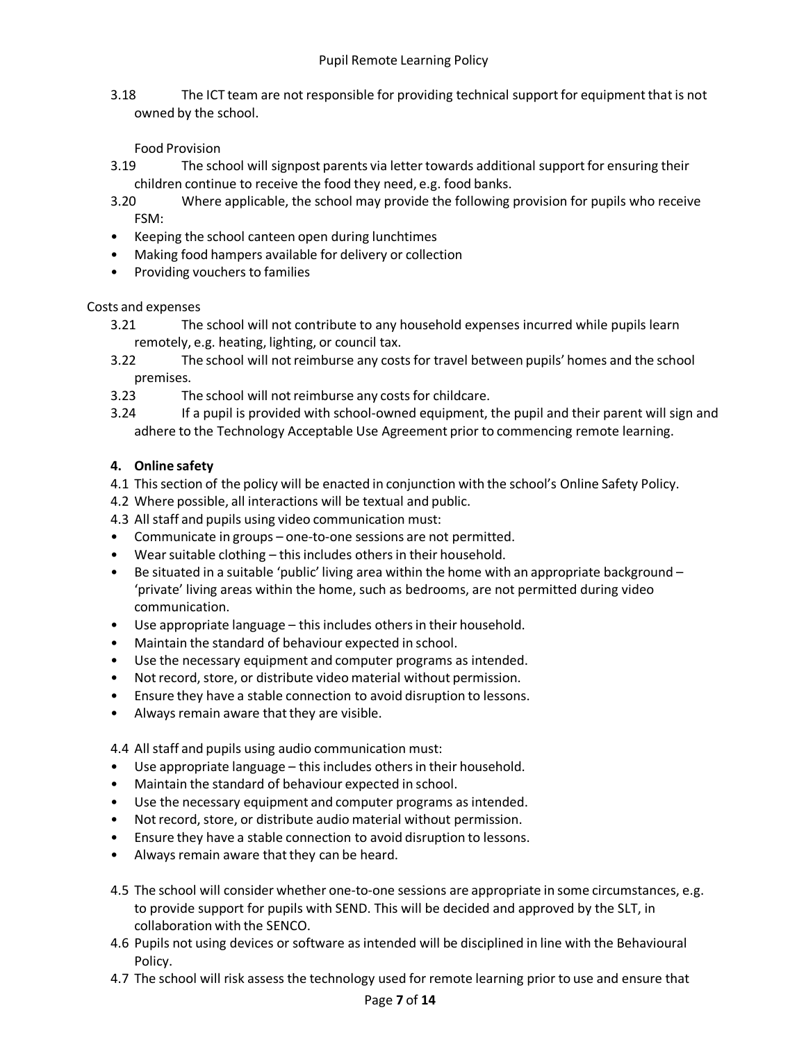3.18 The ICT team are not responsible for providing technical support for equipment that is not owned by the school.

Food Provision

3.19 The school will signpost parents via letter towards additional support for ensuring their children continue to receive the food they need, e.g. food banks.

3.20 Where applicable, the school may provide the following provision for pupils who receive FSM:

- Keeping the school canteen open during lunchtimes
- Making food hampers available for delivery or collection
- Providing vouchers to families

Costs and expenses

3.21 The school will not contribute to any household expenses incurred while pupils learn remotely, e.g. heating, lighting, or council tax.

3.22 The school will not reimburse any costs for travel between pupils' homes and the school premises.

3.23 The school will not reimburse any costs for childcare.

3.24 If a pupil is provided with school-owned equipment, the pupil and their parent will sign and adhere to the Technology Acceptable Use Agreement prior to commencing remote learning.

## 4. Online safety

4.1 This section of the policy will be enacted in conjunction with the school's Online Safety Policy.

4.2 Where possible, all interactions will be textual and public.

4.3 All staff and pupils using video communication must:

- Communicate in groups – one-to-one sessions are not permitted.
- Wear suitable clothing – this includes others in their household.
- Be situated in a suitable 'public' living area within the home with an appropriate background – 'private' living areas within the home, such as bedrooms, are not permitted during video communication.
- Use appropriate language – this includes others in their household.
- Maintain the standard of behaviour expected in school.
- Use the necessary equipment and computer programs as intended.
- Not record, store, or distribute video material without permission.
- Ensure they have a stable connection to avoid disruption to lessons.
- Always remain aware that they are visible.

4.4 All staff and pupils using audio communication must:

- Use appropriate language – this includes others in their household.
- Maintain the standard of behaviour expected in school.
- Use the necessary equipment and computer programs as intended.
- Not record, store, or distribute audio material without permission.
- Ensure they have a stable connection to avoid disruption to lessons.
- Always remain aware that they can be heard.

4.5 The school will consider whether one-to-one sessions are appropriate in some circumstances, e.g. to provide support for pupils with SEND. This will be decided and approved by the SLT, in collaboration with the SENCO.

4.6 Pupils not using devices or software as intended will be disciplined in line with the Behavioural Policy.

4.7 The school will risk assess the technology used for remote learning prior to use and ensure that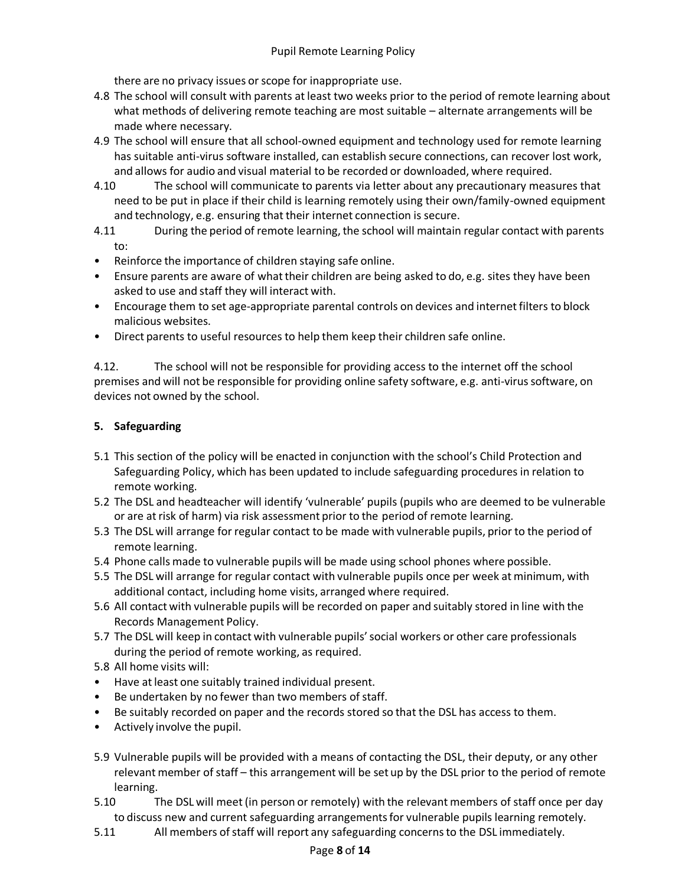there are no privacy issues or scope for inappropriate use.

4.8 The school will consult with parents at least two weeks prior to the period of remote learning about what methods of delivering remote teaching are most suitable – alternate arrangements will be made where necessary.

4.9 The school will ensure that all school-owned equipment and technology used for remote learning has suitable anti-virus software installed, can establish secure connections, can recover lost work, and allows for audio and visual material to be recorded or downloaded, where required.

4.10 The school will communicate to parents via letter about any precautionary measures that need to be put in place if their child is learning remotely using their own/family-owned equipment and technology, e.g. ensuring that their internet connection is secure.

4.11 During the period of remote learning, the school will maintain regular contact with parents to:

- Reinforce the importance of children staying safe online.
- Ensure parents are aware of what their children are being asked to do, e.g. sites they have been asked to use and staff they will interact with.
- Encourage them to set age-appropriate parental controls on devices and internet filters to block malicious websites.
- Direct parents to useful resources to help them keep their children safe online.

4.12. The school will not be responsible for providing access to the internet off the school premises and will not be responsible for providing online safety software, e.g. anti-virus software, on devices not owned by the school.

## 5. Safeguarding

5.1 This section of the policy will be enacted in conjunction with the school's Child Protection and Safeguarding Policy, which has been updated to include safeguarding procedures in relation to remote working.

5.2 The DSL and headteacher will identify 'vulnerable' pupils (pupils who are deemed to be vulnerable or are at risk of harm) via risk assessment prior to the period of remote learning.

5.3 The DSL will arrange for regular contact to be made with vulnerable pupils, prior to the period of remote learning.

5.4 Phone calls made to vulnerable pupils will be made using school phones where possible.

5.5 The DSL will arrange for regular contact with vulnerable pupils once per week at minimum, with additional contact, including home visits, arranged where required.

5.6 All contact with vulnerable pupils will be recorded on paper and suitably stored in line with the Records Management Policy.

5.7 The DSL will keep in contact with vulnerable pupils' social workers or other care professionals during the period of remote working, as required.

5.8 All home visits will:

- Have at least one suitably trained individual present.
- Be undertaken by no fewer than two members of staff.
- Be suitably recorded on paper and the records stored so that the DSL has access to them.
- Actively involve the pupil.

5.9 Vulnerable pupils will be provided with a means of contacting the DSL, their deputy, or any other relevant member of staff – this arrangement will be set up by the DSL prior to the period of remote learning.

5.10 The DSL will meet (in person or remotely) with the relevant members of staff once per day to discuss new and current safeguarding arrangements for vulnerable pupils learning remotely.

5.11 All members of staff will report any safeguarding concerns to the DSL immediately.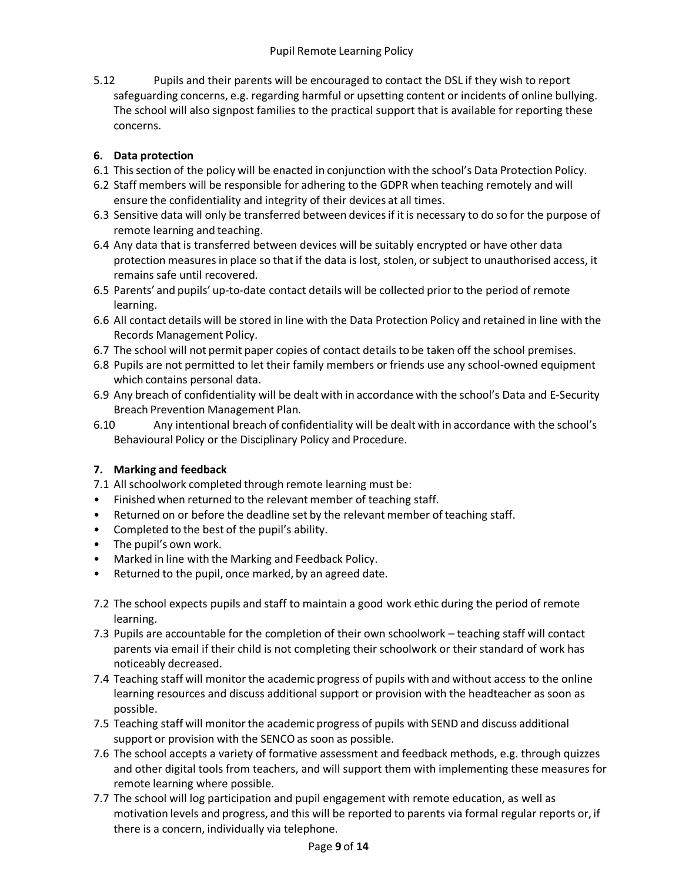5.12 Pupils and their parents will be encouraged to contact the DSL if they wish to report safeguarding concerns, e.g. regarding harmful or upsetting content or incidents of online bullying. The school will also signpost families to the practical support that is available for reporting these concerns.

## 6. Data protection

6.1 This section of the policy will be enacted in conjunction with the school's Data Protection Policy.

6.2 Staff members will be responsible for adhering to the GDPR when teaching remotely and will ensure the confidentiality and integrity of their devices at all times.

6.3 Sensitive data will only be transferred between devices if it is necessary to do so for the purpose of remote learning and teaching.

6.4 Any data that is transferred between devices will be suitably encrypted or have other data protection measures in place so that if the data is lost, stolen, or subject to unauthorised access, it remains safe until recovered.

6.5 Parents' and pupils' up-to-date contact details will be collected prior to the period of remote learning.

6.6 All contact details will be stored in line with the Data Protection Policy and retained in line with the Records Management Policy.

6.7 The school will not permit paper copies of contact details to be taken off the school premises.

6.8 Pupils are not permitted to let their family members or friends use any school-owned equipment which contains personal data.

6.9 Any breach of confidentiality will be dealt with in accordance with the school's Data and E-Security Breach Prevention Management Plan.

6.10 Any intentional breach of confidentiality will be dealt with in accordance with the school's Behavioural Policy or the Disciplinary Policy and Procedure.

## 7. Marking and feedback

7.1 All schoolwork completed through remote learning must be:

- Finished when returned to the relevant member of teaching staff.
- Returned on or before the deadline set by the relevant member of teaching staff.
- Completed to the best of the pupil's ability.
- The pupil's own work.
- Marked in line with the Marking and Feedback Policy.
- Returned to the pupil, once marked, by an agreed date.

7.2 The school expects pupils and staff to maintain a good work ethic during the period of remote learning.

7.3 Pupils are accountable for the completion of their own schoolwork – teaching staff will contact parents via email if their child is not completing their schoolwork or their standard of work has noticeably decreased.

7.4 Teaching staff will monitor the academic progress of pupils with and without access to the online learning resources and discuss additional support or provision with the headteacher as soon as possible.

7.5 Teaching staff will monitor the academic progress of pupils with SEND and discuss additional support or provision with the SENCO as soon as possible.

7.6 The school accepts a variety of formative assessment and feedback methods, e.g. through quizzes and other digital tools from teachers, and will support them with implementing these measures for remote learning where possible.

7.7 The school will log participation and pupil engagement with remote education, as well as motivation levels and progress, and this will be reported to parents via formal regular reports or, if there is a concern, individually via telephone.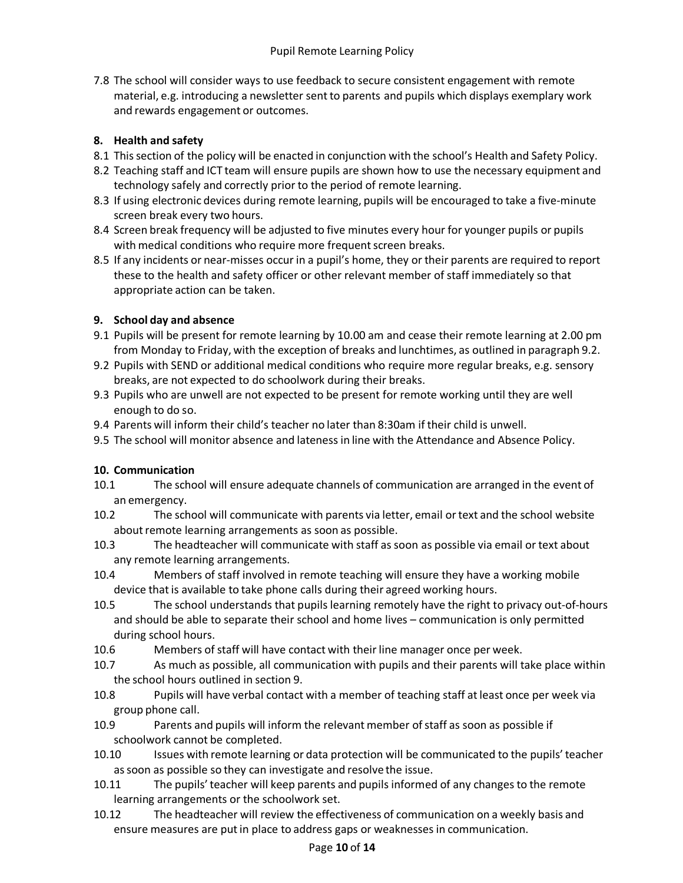7.8 The school will consider ways to use feedback to secure consistent engagement with remote material, e.g. introducing a newsletter sent to parents and pupils which displays exemplary work and rewards engagement or outcomes.

## 8. Health and safety

8.1 This section of the policy will be enacted in conjunction with the school's Health and Safety Policy.

8.2 Teaching staff and ICT team will ensure pupils are shown how to use the necessary equipment and technology safely and correctly prior to the period of remote learning.

8.3 If using electronic devices during remote learning, pupils will be encouraged to take a five-minute screen break every two hours.

8.4 Screen break frequency will be adjusted to five minutes every hour for younger pupils or pupils with medical conditions who require more frequent screen breaks.

8.5 If any incidents or near-misses occur in a pupil's home, they or their parents are required to report these to the health and safety officer or other relevant member of staff immediately so that appropriate action can be taken.

## 9. School day and absence

9.1 Pupils will be present for remote learning by 10.00 am and cease their remote learning at 2.00 pm from Monday to Friday, with the exception of breaks and lunchtimes, as outlined in paragraph 9.2.

9.2 Pupils with SEND or additional medical conditions who require more regular breaks, e.g. sensory breaks, are not expected to do schoolwork during their breaks.

9.3 Pupils who are unwell are not expected to be present for remote working until they are well enough to do so.

9.4 Parents will inform their child's teacher no later than 8:30am if their child is unwell.

9.5 The school will monitor absence and lateness in line with the Attendance and Absence Policy.

## 10. Communication

10.1 The school will ensure adequate channels of communication are arranged in the event of an emergency.

10.2 The school will communicate with parents via letter, email or text and the school website about remote learning arrangements as soon as possible.

10.3 The headteacher will communicate with staff as soon as possible via email or text about any remote learning arrangements.

10.4 Members of staff involved in remote teaching will ensure they have a working mobile device that is available to take phone calls during their agreed working hours.

10.5 The school understands that pupils learning remotely have the right to privacy out-of-hours and should be able to separate their school and home lives – communication is only permitted during school hours.

10.6 Members of staff will have contact with their line manager once per week.

10.7 As much as possible, all communication with pupils and their parents will take place within the school hours outlined in section 9.

10.8 Pupils will have verbal contact with a member of teaching staff at least once per week via group phone call.

10.9 Parents and pupils will inform the relevant member of staff as soon as possible if schoolwork cannot be completed.

10.10 Issues with remote learning or data protection will be communicated to the pupils' teacher as soon as possible so they can investigate and resolve the issue.

10.11 The pupils' teacher will keep parents and pupils informed of any changes to the remote learning arrangements or the schoolwork set.

10.12 The headteacher will review the effectiveness of communication on a weekly basis and ensure measures are put in place to address gaps or weaknesses in communication.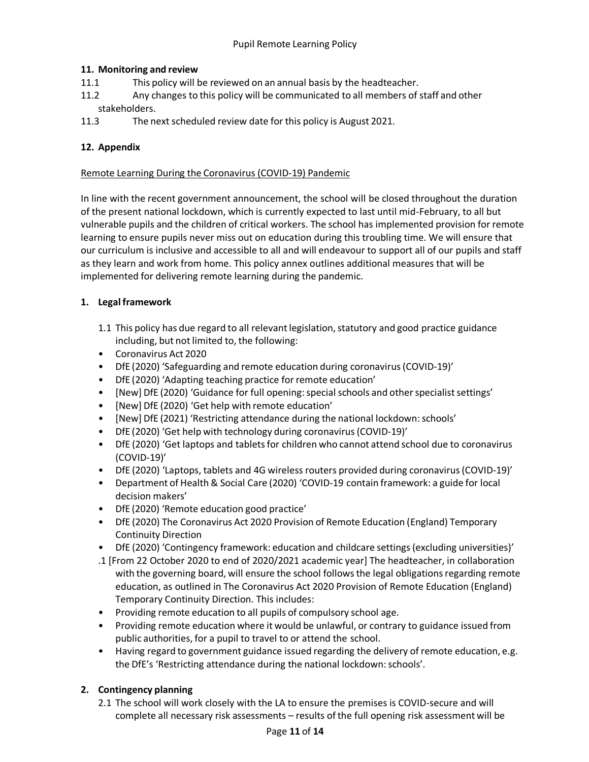## 11. Monitoring and review

11.1 This policy will be reviewed on an annual basis by the headteacher.

11.2 Any changes to this policy will be communicated to all members of staff and other stakeholders.

11.3 The next scheduled review date for this policy is August 2021.

## 12. Appendix

Remote Learning During the Coronavirus (COVID-19) Pandemic

In line with the recent government announcement, the school will be closed throughout the duration of the present national lockdown, which is currently expected to last until mid-February, to all but vulnerable pupils and the children of critical workers. The school has implemented provision for remote learning to ensure pupils never miss out on education during this troubling time. We will ensure that our curriculum is inclusive and accessible to all and will endeavour to support all of our pupils and staff as they learn and work from home. This policy annex outlines additional measures that will be implemented for delivering remote learning during the pandemic.

### 1. Legal framework

1.1 This policy has due regard to all relevant legislation, statutory and good practice guidance including, but not limited to, the following:

- Coronavirus Act 2020
- DfE (2020) 'Safeguarding and remote education during coronavirus (COVID-19)'
- DfE (2020) 'Adapting teaching practice for remote education'
- [New] DfE (2020) 'Guidance for full opening: special schools and other specialist settings'
- [New] DfE (2020) 'Get help with remote education'
- [New] DfE (2021) 'Restricting attendance during the national lockdown: schools'
- DfE (2020) 'Get help with technology during coronavirus (COVID-19)'
- DfE (2020) 'Get laptops and tablets for children who cannot attend school due to coronavirus (COVID-19)'
- DfE (2020) 'Laptops, tablets and 4G wireless routers provided during coronavirus (COVID-19)'
- Department of Health & Social Care (2020) 'COVID-19 contain framework: a guide for local decision makers'
- DfE (2020) 'Remote education good practice'
- DfE (2020) The Coronavirus Act 2020 Provision of Remote Education (England) Temporary Continuity Direction
- DfE (2020) 'Contingency framework: education and childcare settings (excluding universities)'

.1 [From 22 October 2020 to end of 2020/2021 academic year] The headteacher, in collaboration with the governing board, will ensure the school follows the legal obligations regarding remote education, as outlined in The Coronavirus Act 2020 Provision of Remote Education (England) Temporary Continuity Direction. This includes:

- Providing remote education to all pupils of compulsory school age.
- Providing remote education where it would be unlawful, or contrary to guidance issued from public authorities, for a pupil to travel to or attend the school.
- Having regard to government guidance issued regarding the delivery of remote education, e.g. the DfE's 'Restricting attendance during the national lockdown: schools'.

### 2. Contingency planning

2.1 The school will work closely with the LA to ensure the premises is COVID-secure and will complete all necessary risk assessments – results of the full opening risk assessment will be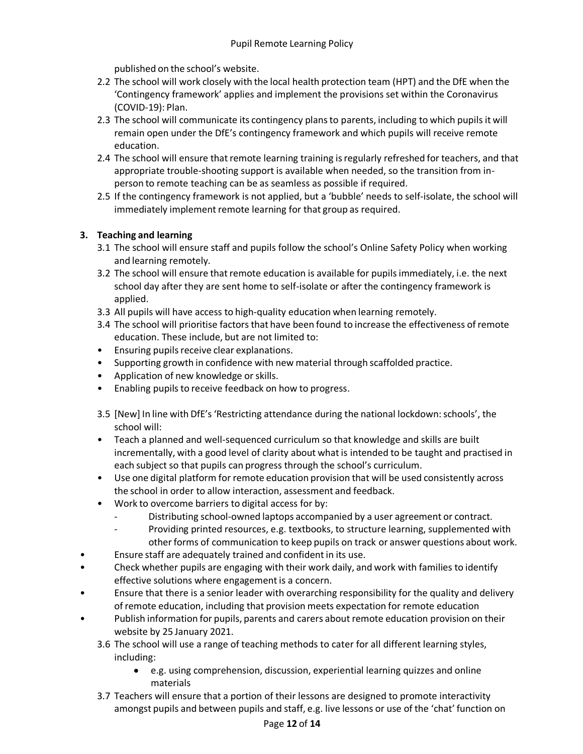published on the school's website.

2.2 The school will work closely with the local health protection team (HPT) and the DfE when the 'Contingency framework' applies and implement the provisions set within the Coronavirus (COVID-19): Plan.

2.3 The school will communicate its contingency plans to parents, including to which pupils it will remain open under the DfE's contingency framework and which pupils will receive remote education.

2.4 The school will ensure that remote learning training is regularly refreshed for teachers, and that appropriate trouble-shooting support is available when needed, so the transition from in-person to remote teaching can be as seamless as possible if required.

2.5 If the contingency framework is not applied, but a 'bubble' needs to self-isolate, the school will immediately implement remote learning for that group as required.

## 3. Teaching and learning

3.1 The school will ensure staff and pupils follow the school's Online Safety Policy when working and learning remotely.

3.2 The school will ensure that remote education is available for pupils immediately, i.e. the next school day after they are sent home to self-isolate or after the contingency framework is applied.

3.3 All pupils will have access to high-quality education when learning remotely.

3.4 The school will prioritise factors that have been found to increase the effectiveness of remote education. These include, but are not limited to:

- Ensuring pupils receive clear explanations.
- Supporting growth in confidence with new material through scaffolded practice.
- Application of new knowledge or skills.
- Enabling pupils to receive feedback on how to progress.

3.5 [New] In line with DfE's 'Restricting attendance during the national lockdown: schools', the school will:

- Teach a planned and well-sequenced curriculum so that knowledge and skills are built incrementally, with a good level of clarity about what is intended to be taught and practised in each subject so that pupils can progress through the school's curriculum.
- Use one digital platform for remote education provision that will be used consistently across the school in order to allow interaction, assessment and feedback.
- Work to overcome barriers to digital access for by:
  - Distributing school-owned laptops accompanied by a user agreement or contract.
  - Providing printed resources, e.g. textbooks, to structure learning, supplemented with other forms of communication to keep pupils on track or answer questions about work.
- Ensure staff are adequately trained and confident in its use.
- Check whether pupils are engaging with their work daily, and work with families to identify effective solutions where engagement is a concern.
- Ensure that there is a senior leader with overarching responsibility for the quality and delivery of remote education, including that provision meets expectation for remote education
- Publish information for pupils, parents and carers about remote education provision on their website by 25 January 2021.

3.6 The school will use a range of teaching methods to cater for all different learning styles, including:

- e.g. using comprehension, discussion, experiential learning quizzes and online materials

3.7 Teachers will ensure that a portion of their lessons are designed to promote interactivity amongst pupils and between pupils and staff, e.g. live lessons or use of the 'chat' function on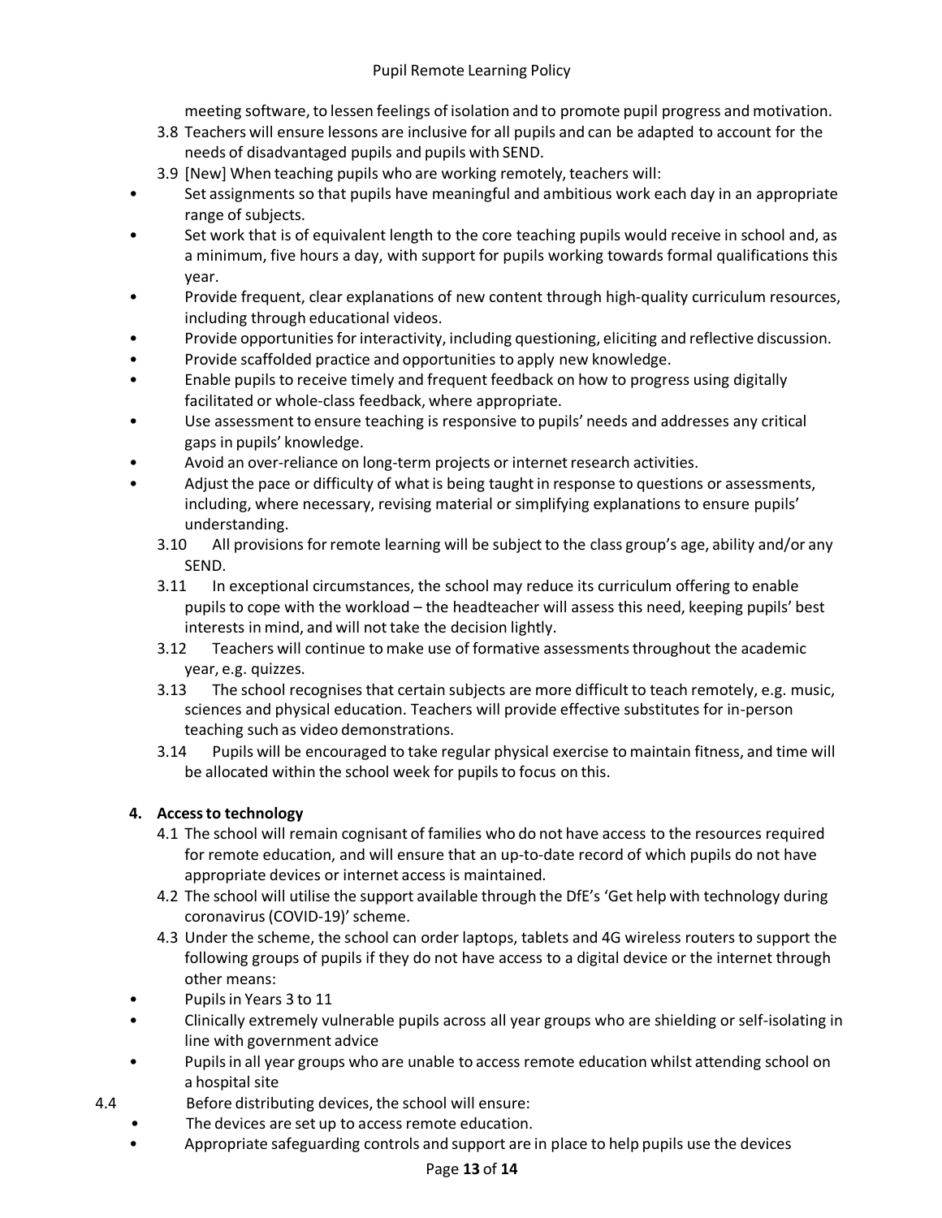meeting software, to lessen feelings of isolation and to promote pupil progress and motivation.

3.8 Teachers will ensure lessons are inclusive for all pupils and can be adapted to account for the needs of disadvantaged pupils and pupils with SEND.

3.9 [New] When teaching pupils who are working remotely, teachers will:

- Set assignments so that pupils have meaningful and ambitious work each day in an appropriate range of subjects.
- Set work that is of equivalent length to the core teaching pupils would receive in school and, as a minimum, five hours a day, with support for pupils working towards formal qualifications this year.
- Provide frequent, clear explanations of new content through high-quality curriculum resources, including through educational videos.
- Provide opportunities for interactivity, including questioning, eliciting and reflective discussion.
- Provide scaffolded practice and opportunities to apply new knowledge.
- Enable pupils to receive timely and frequent feedback on how to progress using digitally facilitated or whole-class feedback, where appropriate.
- Use assessment to ensure teaching is responsive to pupils' needs and addresses any critical gaps in pupils' knowledge.
- Avoid an over-reliance on long-term projects or internet research activities.
- Adjust the pace or difficulty of what is being taught in response to questions or assessments, including, where necessary, revising material or simplifying explanations to ensure pupils' understanding.

3.10 All provisions for remote learning will be subject to the class group's age, ability and/or any SEND.

3.11 In exceptional circumstances, the school may reduce its curriculum offering to enable pupils to cope with the workload – the headteacher will assess this need, keeping pupils' best interests in mind, and will not take the decision lightly.

3.12 Teachers will continue to make use of formative assessments throughout the academic year, e.g. quizzes.

3.13 The school recognises that certain subjects are more difficult to teach remotely, e.g. music, sciences and physical education. Teachers will provide effective substitutes for in-person teaching such as video demonstrations.

3.14 Pupils will be encouraged to take regular physical exercise to maintain fitness, and time will be allocated within the school week for pupils to focus on this.

## 4. Access to technology

4.1 The school will remain cognisant of families who do not have access to the resources required for remote education, and will ensure that an up-to-date record of which pupils do not have appropriate devices or internet access is maintained.

4.2 The school will utilise the support available through the DfE's 'Get help with technology during coronavirus (COVID-19)' scheme.

4.3 Under the scheme, the school can order laptops, tablets and 4G wireless routers to support the following groups of pupils if they do not have access to a digital device or the internet through other means:

- Pupils in Years 3 to 11
- Clinically extremely vulnerable pupils across all year groups who are shielding or self-isolating in line with government advice
- Pupils in all year groups who are unable to access remote education whilst attending school on a hospital site

4.4 Before distributing devices, the school will ensure:

- The devices are set up to access remote education.
- Appropriate safeguarding controls and support are in place to help pupils use the devices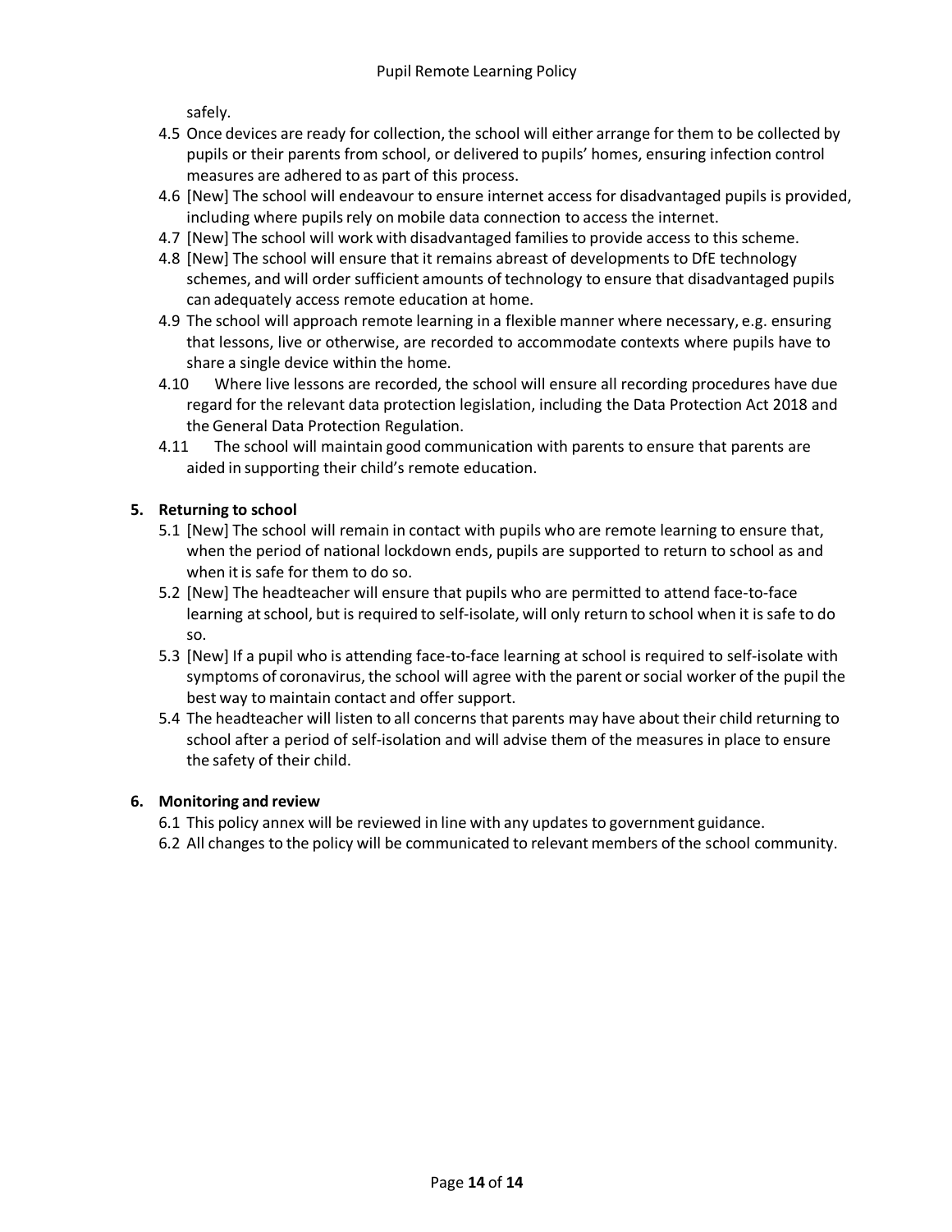safely.

4.5 Once devices are ready for collection, the school will either arrange for them to be collected by pupils or their parents from school, or delivered to pupils' homes, ensuring infection control measures are adhered to as part of this process.

4.6 [New] The school will endeavour to ensure internet access for disadvantaged pupils is provided, including where pupils rely on mobile data connection to access the internet.

4.7 [New] The school will work with disadvantaged families to provide access to this scheme.

4.8 [New] The school will ensure that it remains abreast of developments to DfE technology schemes, and will order sufficient amounts of technology to ensure that disadvantaged pupils can adequately access remote education at home.

4.9 The school will approach remote learning in a flexible manner where necessary, e.g. ensuring that lessons, live or otherwise, are recorded to accommodate contexts where pupils have to share a single device within the home.

4.10 Where live lessons are recorded, the school will ensure all recording procedures have due regard for the relevant data protection legislation, including the Data Protection Act 2018 and the General Data Protection Regulation.

4.11 The school will maintain good communication with parents to ensure that parents are aided in supporting their child's remote education.

**5. Returning to school**

5.1 [New] The school will remain in contact with pupils who are remote learning to ensure that, when the period of national lockdown ends, pupils are supported to return to school as and when it is safe for them to do so.

5.2 [New] The headteacher will ensure that pupils who are permitted to attend face-to-face learning at school, but is required to self-isolate, will only return to school when it is safe to do so.

5.3 [New] If a pupil who is attending face-to-face learning at school is required to self-isolate with symptoms of coronavirus, the school will agree with the parent or social worker of the pupil the best way to maintain contact and offer support.

5.4 The headteacher will listen to all concerns that parents may have about their child returning to school after a period of self-isolation and will advise them of the measures in place to ensure the safety of their child.

**6. Monitoring and review**

6.1 This policy annex will be reviewed in line with any updates to government guidance.

6.2 All changes to the policy will be communicated to relevant members of the school community.